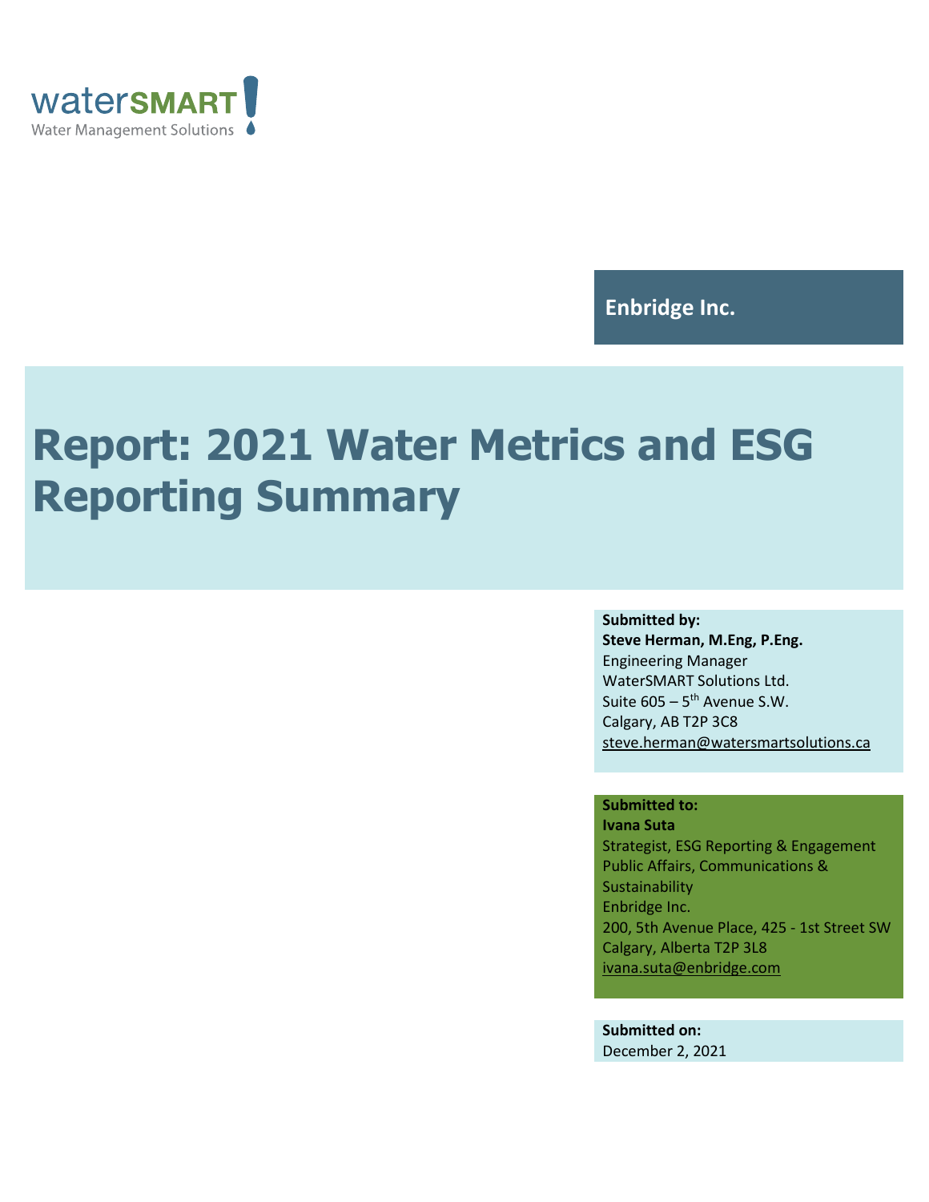waterSMART
Water Management Solutions

**Enbridge Inc.**

# Report: 2021 Water Metrics and ESG Reporting Summary

**Submitted by:**
**Steve Herman, M.Eng, P.Eng.**
Engineering Manager
WaterSMART Solutions Ltd.
Suite 605 – 5th Avenue S.W.
Calgary, AB T2P 3C8
steve.herman@watersmartsolutions.ca

**Submitted to:**
**Ivana Suta**
Strategist, ESG Reporting & Engagement
Public Affairs, Communications & Sustainability
Enbridge Inc.
200, 5th Avenue Place, 425 - 1st Street SW
Calgary, Alberta T2P 3L8
ivana.suta@enbridge.com

**Submitted on:**
December 2, 2021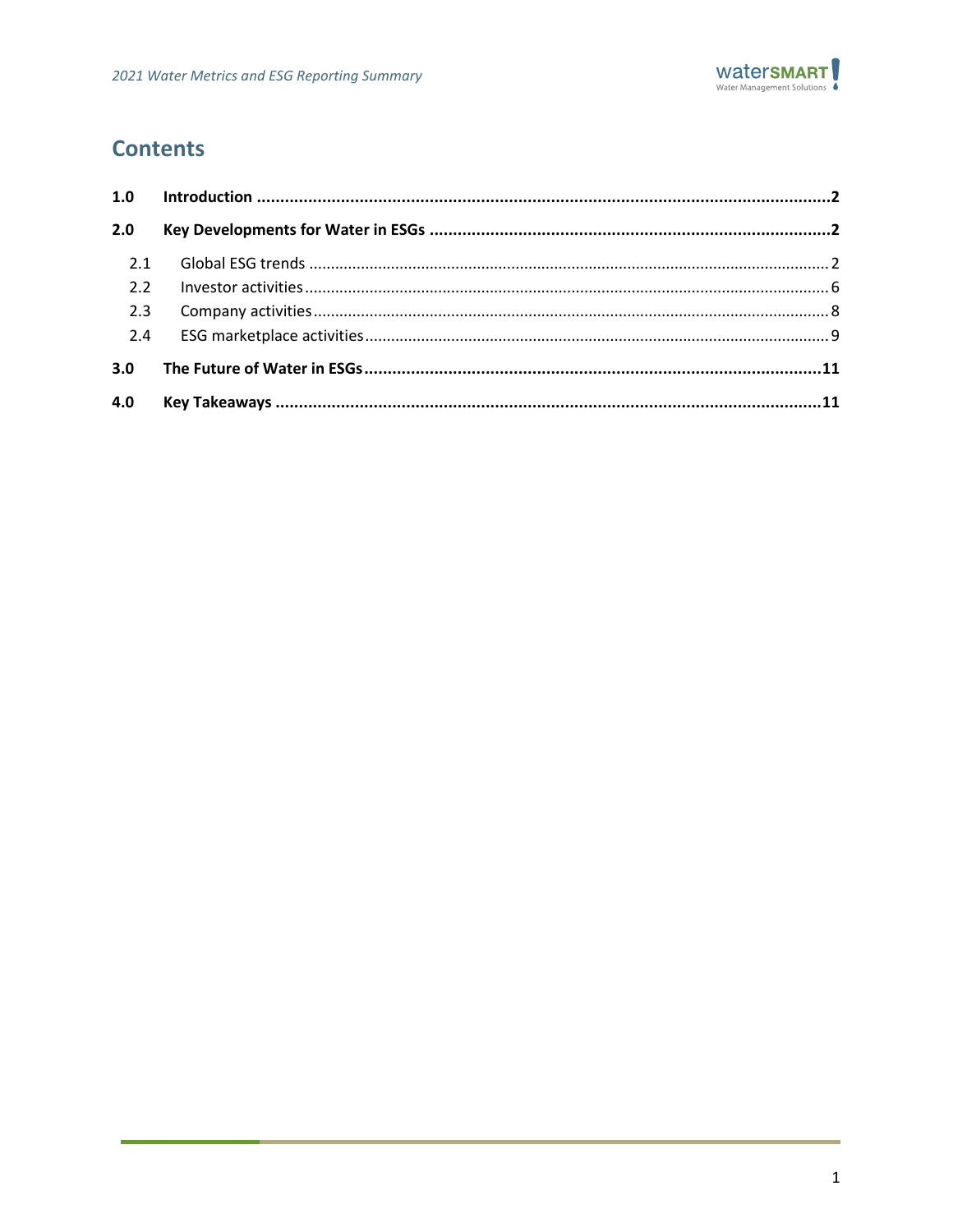## Contents

| | | |
|---|---|---|
| **1.0** | **Introduction** | **2** |
| **2.0** | **Key Developments for Water in ESGs** | **2** |
| 2.1 | Global ESG trends | 2 |
| 2.2 | Investor activities | 6 |
| 2.3 | Company activities | 8 |
| 2.4 | ESG marketplace activities | 9 |
| **3.0** | **The Future of Water in ESGs** | **11** |
| **4.0** | **Key Takeaways** | **11** |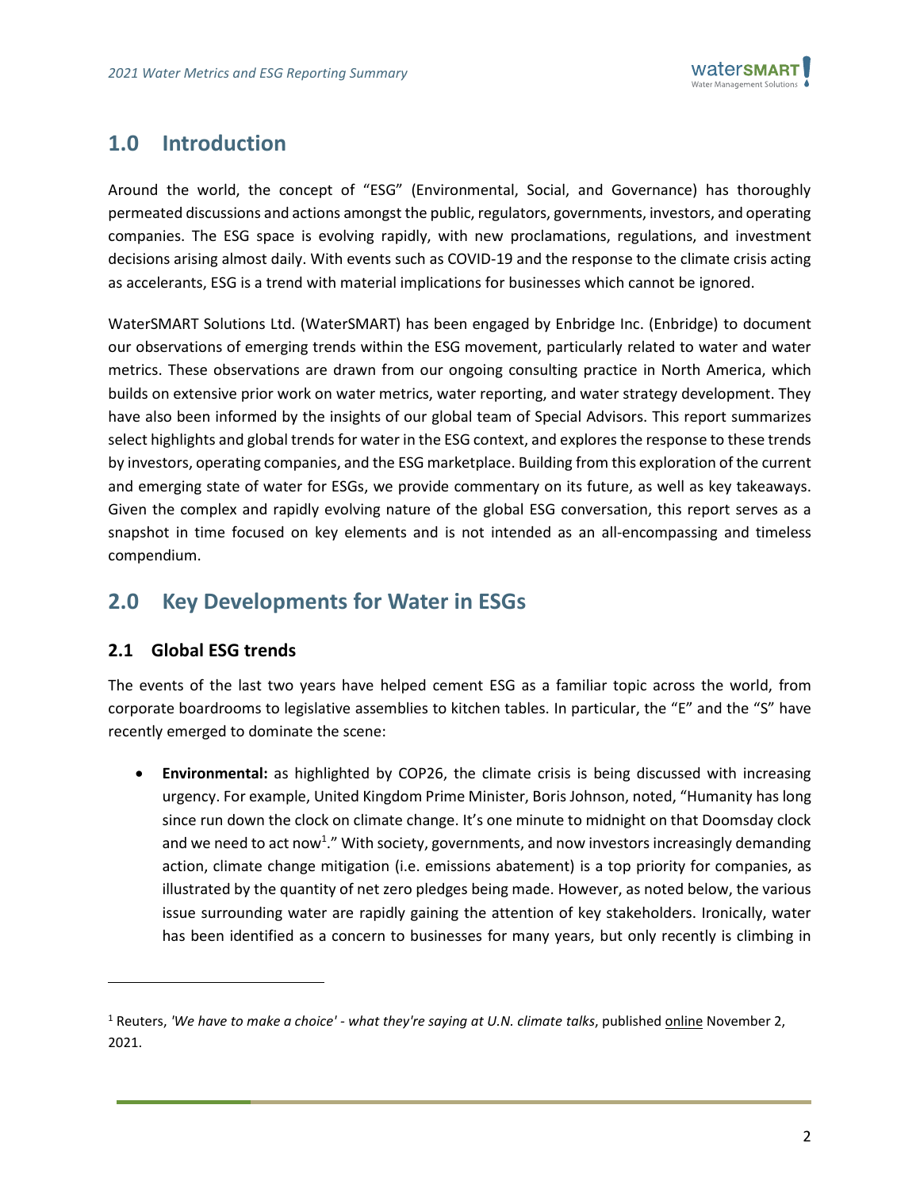## 1.0 Introduction

Around the world, the concept of "ESG" (Environmental, Social, and Governance) has thoroughly permeated discussions and actions amongst the public, regulators, governments, investors, and operating companies. The ESG space is evolving rapidly, with new proclamations, regulations, and investment decisions arising almost daily. With events such as COVID-19 and the response to the climate crisis acting as accelerants, ESG is a trend with material implications for businesses which cannot be ignored.

WaterSMART Solutions Ltd. (WaterSMART) has been engaged by Enbridge Inc. (Enbridge) to document our observations of emerging trends within the ESG movement, particularly related to water and water metrics. These observations are drawn from our ongoing consulting practice in North America, which builds on extensive prior work on water metrics, water reporting, and water strategy development. They have also been informed by the insights of our global team of Special Advisors. This report summarizes select highlights and global trends for water in the ESG context, and explores the response to these trends by investors, operating companies, and the ESG marketplace. Building from this exploration of the current and emerging state of water for ESGs, we provide commentary on its future, as well as key takeaways. Given the complex and rapidly evolving nature of the global ESG conversation, this report serves as a snapshot in time focused on key elements and is not intended as an all-encompassing and timeless compendium.

## 2.0 Key Developments for Water in ESGs

### 2.1 Global ESG trends

The events of the last two years have helped cement ESG as a familiar topic across the world, from corporate boardrooms to legislative assemblies to kitchen tables. In particular, the "E" and the "S" have recently emerged to dominate the scene:

- **Environmental:** as highlighted by COP26, the climate crisis is being discussed with increasing urgency. For example, United Kingdom Prime Minister, Boris Johnson, noted, "Humanity has long since run down the clock on climate change. It's one minute to midnight on that Doomsday clock and we need to act now[1]." With society, governments, and now investors increasingly demanding action, climate change mitigation (i.e. emissions abatement) is a top priority for companies, as illustrated by the quantity of net zero pledges being made. However, as noted below, the various issue surrounding water are rapidly gaining the attention of key stakeholders. Ironically, water has been identified as a concern to businesses for many years, but only recently is climbing in

---

[1] Reuters, *'We have to make a choice' - what they're saying at U.N. climate talks*, published online November 2, 2021.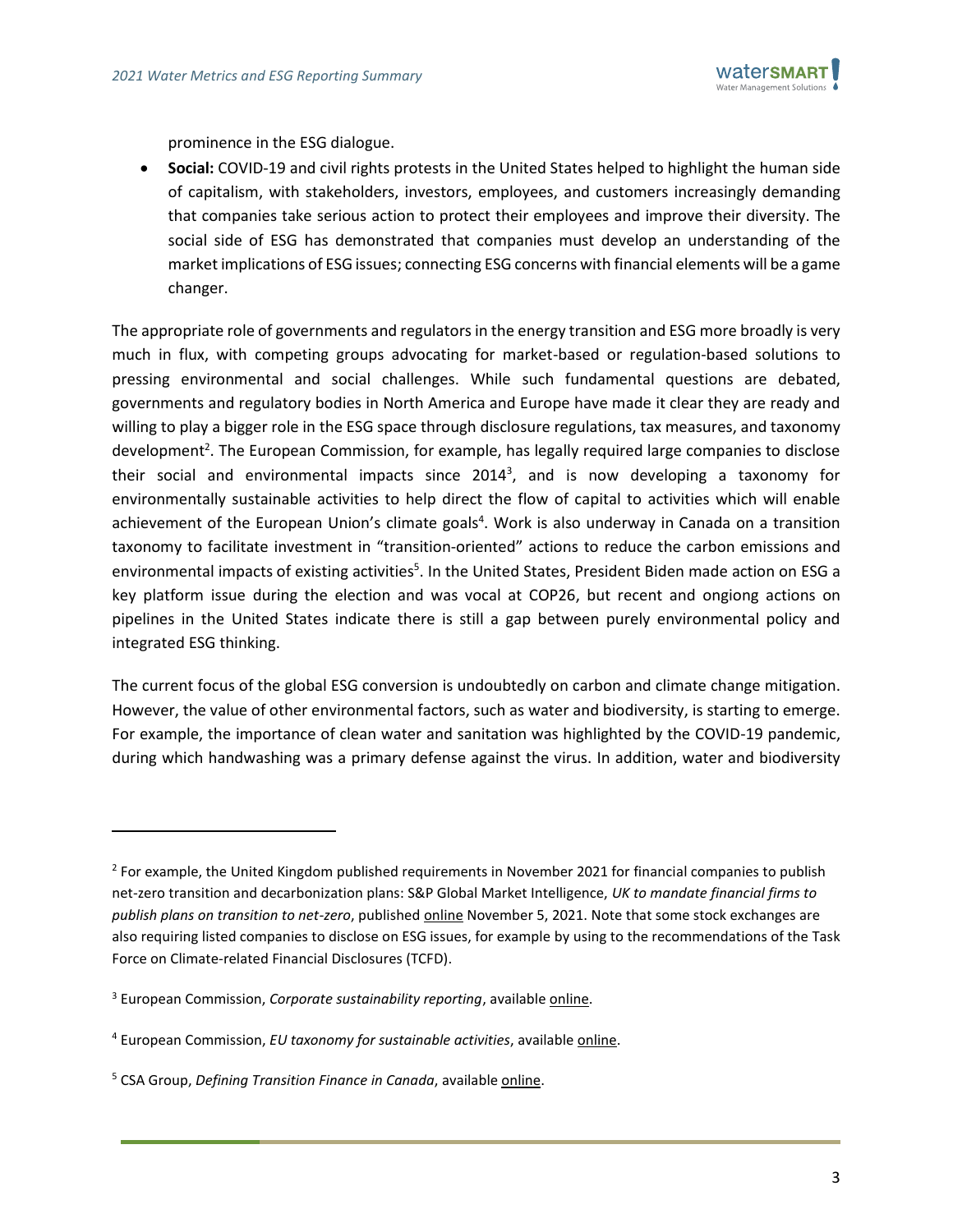prominence in the ESG dialogue.

- **Social:** COVID-19 and civil rights protests in the United States helped to highlight the human side of capitalism, with stakeholders, investors, employees, and customers increasingly demanding that companies take serious action to protect their employees and improve their diversity. The social side of ESG has demonstrated that companies must develop an understanding of the market implications of ESG issues; connecting ESG concerns with financial elements will be a game changer.

The appropriate role of governments and regulators in the energy transition and ESG more broadly is very much in flux, with competing groups advocating for market-based or regulation-based solutions to pressing environmental and social challenges. While such fundamental questions are debated, governments and regulatory bodies in North America and Europe have made it clear they are ready and willing to play a bigger role in the ESG space through disclosure regulations, tax measures, and taxonomy development[2]. The European Commission, for example, has legally required large companies to disclose their social and environmental impacts since 2014[3], and is now developing a taxonomy for environmentally sustainable activities to help direct the flow of capital to activities which will enable achievement of the European Union's climate goals[4]. Work is also underway in Canada on a transition taxonomy to facilitate investment in "transition-oriented" actions to reduce the carbon emissions and environmental impacts of existing activities[5]. In the United States, President Biden made action on ESG a key platform issue during the election and was vocal at COP26, but recent and ongiong actions on pipelines in the United States indicate there is still a gap between purely environmental policy and integrated ESG thinking.

The current focus of the global ESG conversion is undoubtedly on carbon and climate change mitigation. However, the value of other environmental factors, such as water and biodiversity, is starting to emerge. For example, the importance of clean water and sanitation was highlighted by the COVID-19 pandemic, during which handwashing was a primary defense against the virus. In addition, water and biodiversity

---

[2] For example, the United Kingdom published requirements in November 2021 for financial companies to publish net-zero transition and decarbonization plans: S&P Global Market Intelligence, *UK to mandate financial firms to publish plans on transition to net-zero*, published online November 5, 2021. Note that some stock exchanges are also requiring listed companies to disclose on ESG issues, for example by using to the recommendations of the Task Force on Climate-related Financial Disclosures (TCFD).

[3] European Commission, *Corporate sustainability reporting*, available online.

[4] European Commission, *EU taxonomy for sustainable activities*, available online.

[5] CSA Group, *Defining Transition Finance in Canada*, available online.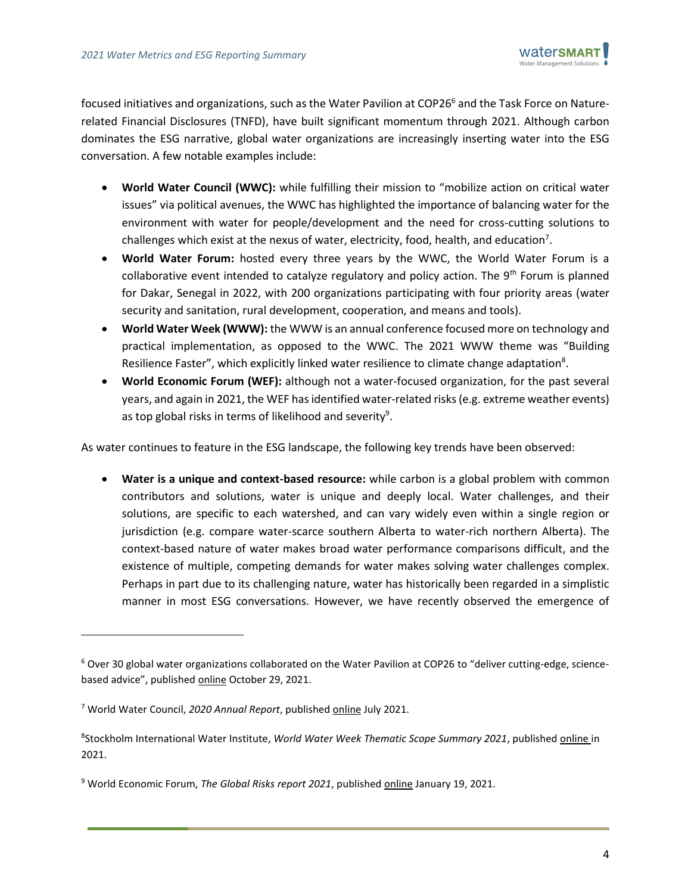focused initiatives and organizations, such as the Water Pavilion at COP26[6] and the Task Force on Nature-related Financial Disclosures (TNFD), have built significant momentum through 2021. Although carbon dominates the ESG narrative, global water organizations are increasingly inserting water into the ESG conversation. A few notable examples include:

- **World Water Council (WWC):** while fulfilling their mission to "mobilize action on critical water issues" via political avenues, the WWC has highlighted the importance of balancing water for the environment with water for people/development and the need for cross-cutting solutions to challenges which exist at the nexus of water, electricity, food, health, and education[7].
- **World Water Forum:** hosted every three years by the WWC, the World Water Forum is a collaborative event intended to catalyze regulatory and policy action. The 9th Forum is planned for Dakar, Senegal in 2022, with 200 organizations participating with four priority areas (water security and sanitation, rural development, cooperation, and means and tools).
- **World Water Week (WWW):** the WWW is an annual conference focused more on technology and practical implementation, as opposed to the WWC. The 2021 WWW theme was "Building Resilience Faster", which explicitly linked water resilience to climate change adaptation[8].
- **World Economic Forum (WEF):** although not a water-focused organization, for the past several years, and again in 2021, the WEF has identified water-related risks (e.g. extreme weather events) as top global risks in terms of likelihood and severity[9].

As water continues to feature in the ESG landscape, the following key trends have been observed:

- **Water is a unique and context-based resource:** while carbon is a global problem with common contributors and solutions, water is unique and deeply local. Water challenges, and their solutions, are specific to each watershed, and can vary widely even within a single region or jurisdiction (e.g. compare water-scarce southern Alberta to water-rich northern Alberta). The context-based nature of water makes broad water performance comparisons difficult, and the existence of multiple, competing demands for water makes solving water challenges complex. Perhaps in part due to its challenging nature, water has historically been regarded in a simplistic manner in most ESG conversations. However, we have recently observed the emergence of

---

[6] Over 30 global water organizations collaborated on the Water Pavilion at COP26 to "deliver cutting-edge, science-based advice", published online October 29, 2021.

[7] World Water Council, *2020 Annual Report*, published online July 2021.

[8] Stockholm International Water Institute, *World Water Week Thematic Scope Summary 2021*, published online in 2021.

[9] World Economic Forum, *The Global Risks report 2021*, published online January 19, 2021.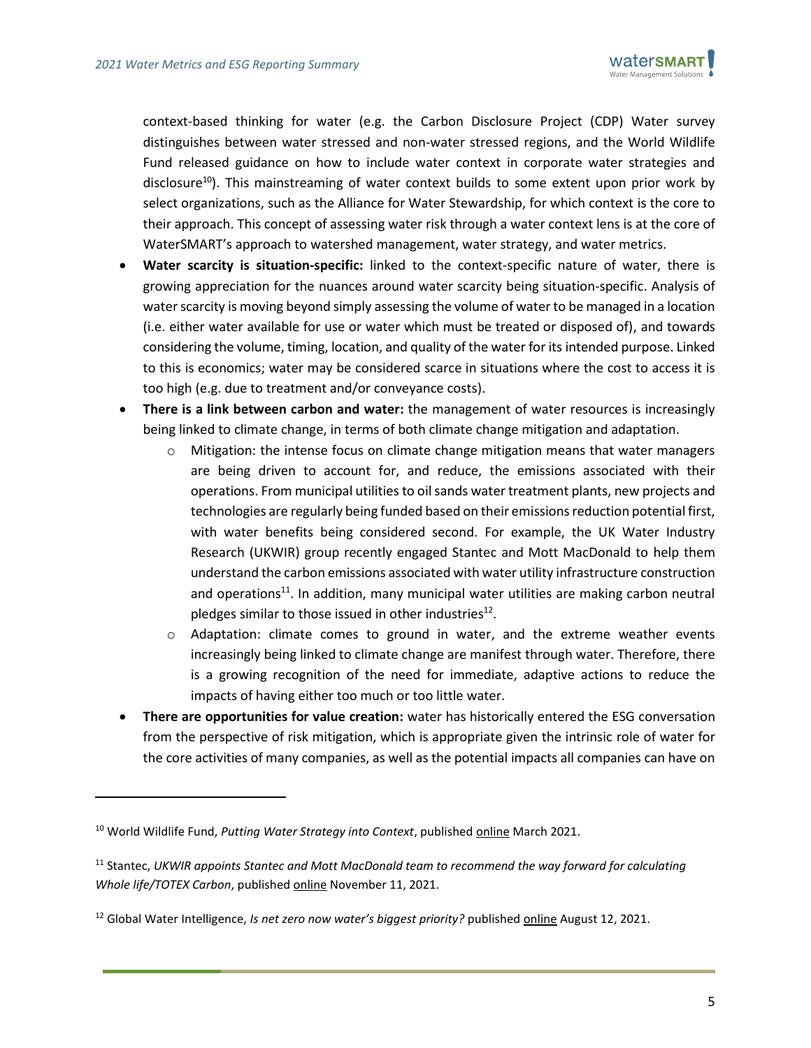context-based thinking for water (e.g. the Carbon Disclosure Project (CDP) Water survey distinguishes between water stressed and non-water stressed regions, and the World Wildlife Fund released guidance on how to include water context in corporate water strategies and disclosure[10]). This mainstreaming of water context builds to some extent upon prior work by select organizations, such as the Alliance for Water Stewardship, for which context is the core to their approach. This concept of assessing water risk through a water context lens is at the core of WaterSMART's approach to watershed management, water strategy, and water metrics.

- **Water scarcity is situation-specific:** linked to the context-specific nature of water, there is growing appreciation for the nuances around water scarcity being situation-specific. Analysis of water scarcity is moving beyond simply assessing the volume of water to be managed in a location (i.e. either water available for use or water which must be treated or disposed of), and towards considering the volume, timing, location, and quality of the water for its intended purpose. Linked to this is economics; water may be considered scarce in situations where the cost to access it is too high (e.g. due to treatment and/or conveyance costs).
- **There is a link between carbon and water:** the management of water resources is increasingly being linked to climate change, in terms of both climate change mitigation and adaptation.
    - Mitigation: the intense focus on climate change mitigation means that water managers are being driven to account for, and reduce, the emissions associated with their operations. From municipal utilities to oil sands water treatment plants, new projects and technologies are regularly being funded based on their emissions reduction potential first, with water benefits being considered second. For example, the UK Water Industry Research (UKWIR) group recently engaged Stantec and Mott MacDonald to help them understand the carbon emissions associated with water utility infrastructure construction and operations[11]. In addition, many municipal water utilities are making carbon neutral pledges similar to those issued in other industries[12].
    - Adaptation: climate comes to ground in water, and the extreme weather events increasingly being linked to climate change are manifest through water. Therefore, there is a growing recognition of the need for immediate, adaptive actions to reduce the impacts of having either too much or too little water.
- **There are opportunities for value creation:** water has historically entered the ESG conversation from the perspective of risk mitigation, which is appropriate given the intrinsic role of water for the core activities of many companies, as well as the potential impacts all companies can have on

---

[10] World Wildlife Fund, *Putting Water Strategy into Context*, published online March 2021.

[11] Stantec, *UKWIR appoints Stantec and Mott MacDonald team to recommend the way forward for calculating Whole life/TOTEX Carbon*, published online November 11, 2021.

[12] Global Water Intelligence, *Is net zero now water's biggest priority?* published online August 12, 2021.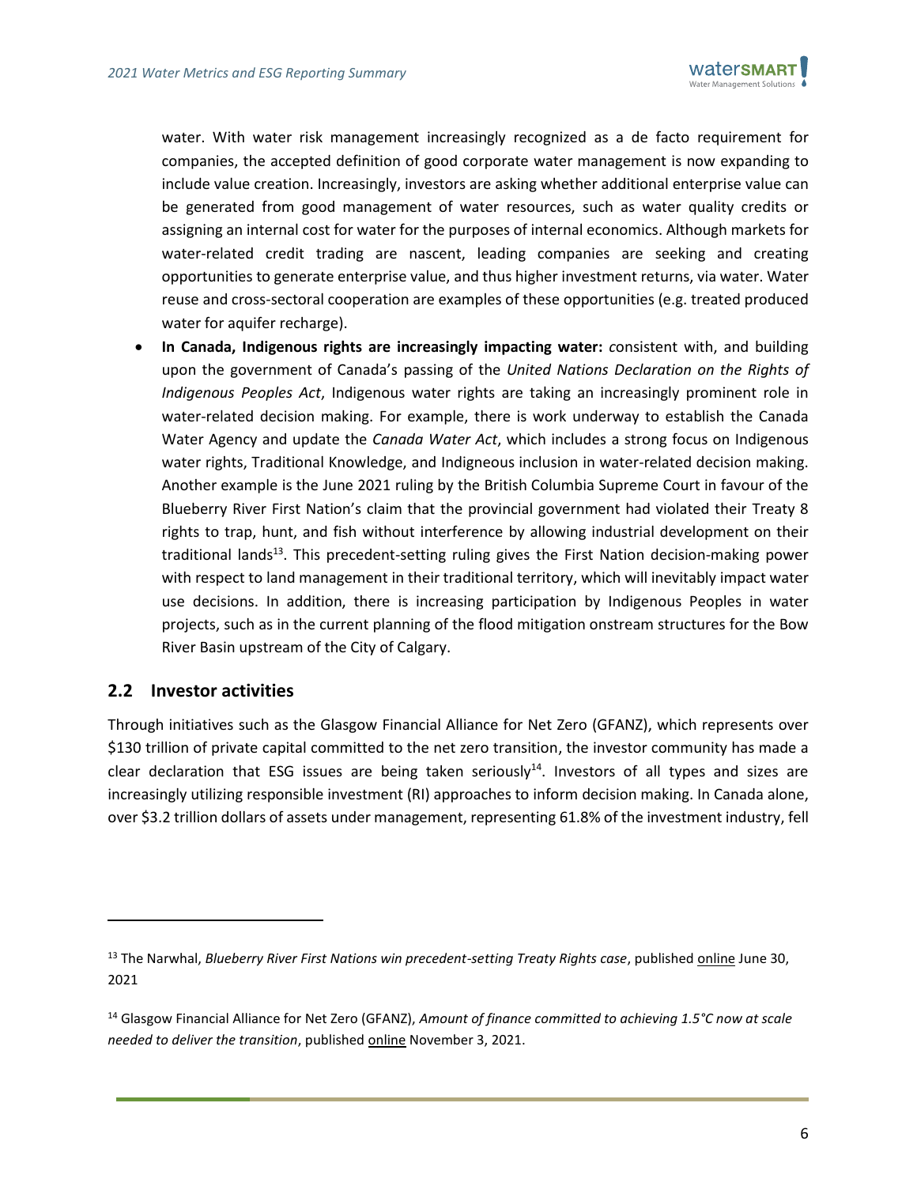water. With water risk management increasingly recognized as a de facto requirement for companies, the accepted definition of good corporate water management is now expanding to include value creation. Increasingly, investors are asking whether additional enterprise value can be generated from good management of water resources, such as water quality credits or assigning an internal cost for water for the purposes of internal economics. Although markets for water-related credit trading are nascent, leading companies are seeking and creating opportunities to generate enterprise value, and thus higher investment returns, via water. Water reuse and cross-sectoral cooperation are examples of these opportunities (e.g. treated produced water for aquifer recharge).

- **In Canada, Indigenous rights are increasingly impacting water:** *c*onsistent with, and building upon the government of Canada's passing of the *United Nations Declaration on the Rights of Indigenous Peoples Act*, Indigenous water rights are taking an increasingly prominent role in water-related decision making. For example, there is work underway to establish the Canada Water Agency and update the *Canada Water Act*, which includes a strong focus on Indigenous water rights, Traditional Knowledge, and Indigneous inclusion in water-related decision making. Another example is the June 2021 ruling by the British Columbia Supreme Court in favour of the Blueberry River First Nation's claim that the provincial government had violated their Treaty 8 rights to trap, hunt, and fish without interference by allowing industrial development on their traditional lands[13]. This precedent-setting ruling gives the First Nation decision-making power with respect to land management in their traditional territory, which will inevitably impact water use decisions. In addition, there is increasing participation by Indigenous Peoples in water projects, such as in the current planning of the flood mitigation onstream structures for the Bow River Basin upstream of the City of Calgary.

## 2.2 Investor activities

Through initiatives such as the Glasgow Financial Alliance for Net Zero (GFANZ), which represents over $130 trillion of private capital committed to the net zero transition, the investor community has made a clear declaration that ESG issues are being taken seriously[14]. Investors of all types and sizes are increasingly utilizing responsible investment (RI) approaches to inform decision making. In Canada alone, over $3.2 trillion dollars of assets under management, representing 61.8% of the investment industry, fell

---

[13] The Narwhal, *Blueberry River First Nations win precedent-setting Treaty Rights case*, published online June 30, 2021

[14] Glasgow Financial Alliance for Net Zero (GFANZ), *Amount of finance committed to achieving 1.5°C now at scale needed to deliver the transition*, published online November 3, 2021.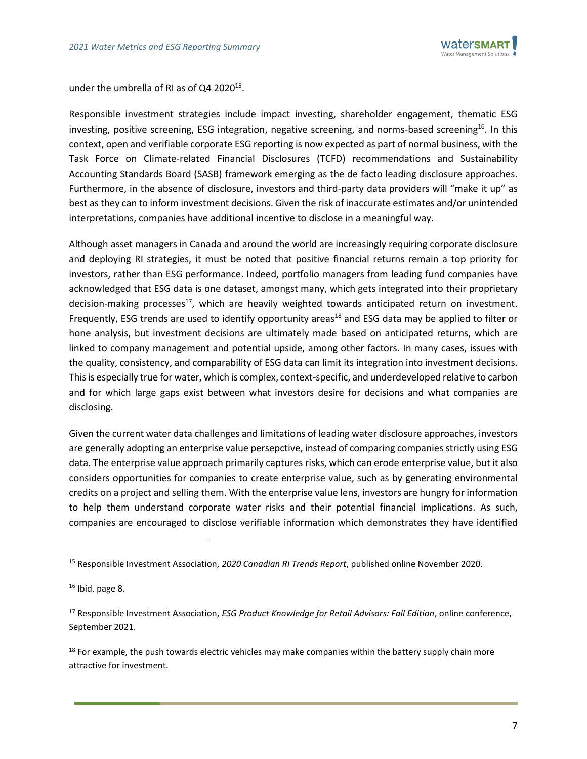under the umbrella of RI as of Q4 2020[15].

Responsible investment strategies include impact investing, shareholder engagement, thematic ESG investing, positive screening, ESG integration, negative screening, and norms-based screening[16]. In this context, open and verifiable corporate ESG reporting is now expected as part of normal business, with the Task Force on Climate-related Financial Disclosures (TCFD) recommendations and Sustainability Accounting Standards Board (SASB) framework emerging as the de facto leading disclosure approaches. Furthermore, in the absence of disclosure, investors and third-party data providers will "make it up" as best as they can to inform investment decisions. Given the risk of inaccurate estimates and/or unintended interpretations, companies have additional incentive to disclose in a meaningful way.

Although asset managers in Canada and around the world are increasingly requiring corporate disclosure and deploying RI strategies, it must be noted that positive financial returns remain a top priority for investors, rather than ESG performance. Indeed, portfolio managers from leading fund companies have acknowledged that ESG data is one dataset, amongst many, which gets integrated into their proprietary decision-making processes[17], which are heavily weighted towards anticipated return on investment. Frequently, ESG trends are used to identify opportunity areas[18] and ESG data may be applied to filter or hone analysis, but investment decisions are ultimately made based on anticipated returns, which are linked to company management and potential upside, among other factors. In many cases, issues with the quality, consistency, and comparability of ESG data can limit its integration into investment decisions. This is especially true for water, which is complex, context-specific, and underdeveloped relative to carbon and for which large gaps exist between what investors desire for decisions and what companies are disclosing.

Given the current water data challenges and limitations of leading water disclosure approaches, investors are generally adopting an enterprise value persepctive, instead of comparing companies strictly using ESG data. The enterprise value approach primarily captures risks, which can erode enterprise value, but it also considers opportunities for companies to create enterprise value, such as by generating environmental credits on a project and selling them. With the enterprise value lens, investors are hungry for information to help them understand corporate water risks and their potential financial implications. As such, companies are encouraged to disclose verifiable information which demonstrates they have identified

---

[15] Responsible Investment Association, *2020 Canadian RI Trends Report*, published online November 2020.

[16] Ibid. page 8.

[17] Responsible Investment Association, *ESG Product Knowledge for Retail Advisors: Fall Edition*, online conference, September 2021.

[18] For example, the push towards electric vehicles may make companies within the battery supply chain more attractive for investment.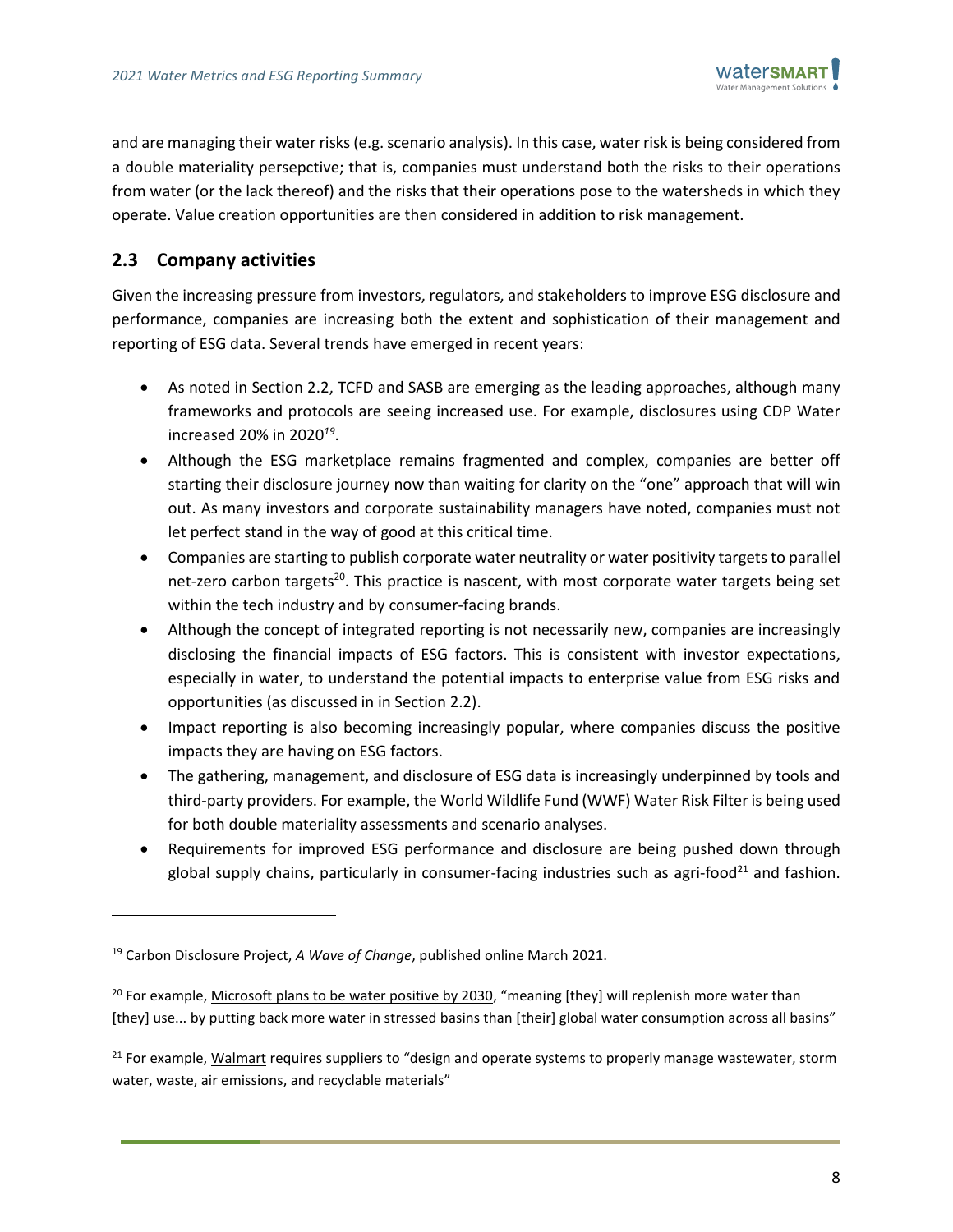and are managing their water risks (e.g. scenario analysis). In this case, water risk is being considered from a double materiality persepctive; that is, companies must understand both the risks to their operations from water (or the lack thereof) and the risks that their operations pose to the watersheds in which they operate. Value creation opportunities are then considered in addition to risk management.

## 2.3 Company activities

Given the increasing pressure from investors, regulators, and stakeholders to improve ESG disclosure and performance, companies are increasing both the extent and sophistication of their management and reporting of ESG data. Several trends have emerged in recent years:

- As noted in Section 2.2, TCFD and SASB are emerging as the leading approaches, although many frameworks and protocols are seeing increased use. For example, disclosures using CDP Water increased 20% in 2020[19].
- Although the ESG marketplace remains fragmented and complex, companies are better off starting their disclosure journey now than waiting for clarity on the "one" approach that will win out. As many investors and corporate sustainability managers have noted, companies must not let perfect stand in the way of good at this critical time.
- Companies are starting to publish corporate water neutrality or water positivity targets to parallel net-zero carbon targets[20]. This practice is nascent, with most corporate water targets being set within the tech industry and by consumer-facing brands.
- Although the concept of integrated reporting is not necessarily new, companies are increasingly disclosing the financial impacts of ESG factors. This is consistent with investor expectations, especially in water, to understand the potential impacts to enterprise value from ESG risks and opportunities (as discussed in in Section 2.2).
- Impact reporting is also becoming increasingly popular, where companies discuss the positive impacts they are having on ESG factors.
- The gathering, management, and disclosure of ESG data is increasingly underpinned by tools and third-party providers. For example, the World Wildlife Fund (WWF) Water Risk Filter is being used for both double materiality assessments and scenario analyses.
- Requirements for improved ESG performance and disclosure are being pushed down through global supply chains, particularly in consumer-facing industries such as agri-food[21] and fashion.

---

[19] Carbon Disclosure Project, *A Wave of Change*, published online March 2021.

[20] For example, Microsoft plans to be water positive by 2030, "meaning [they] will replenish more water than [they] use... by putting back more water in stressed basins than [their] global water consumption across all basins"

[21] For example, Walmart requires suppliers to "design and operate systems to properly manage wastewater, storm water, waste, air emissions, and recyclable materials"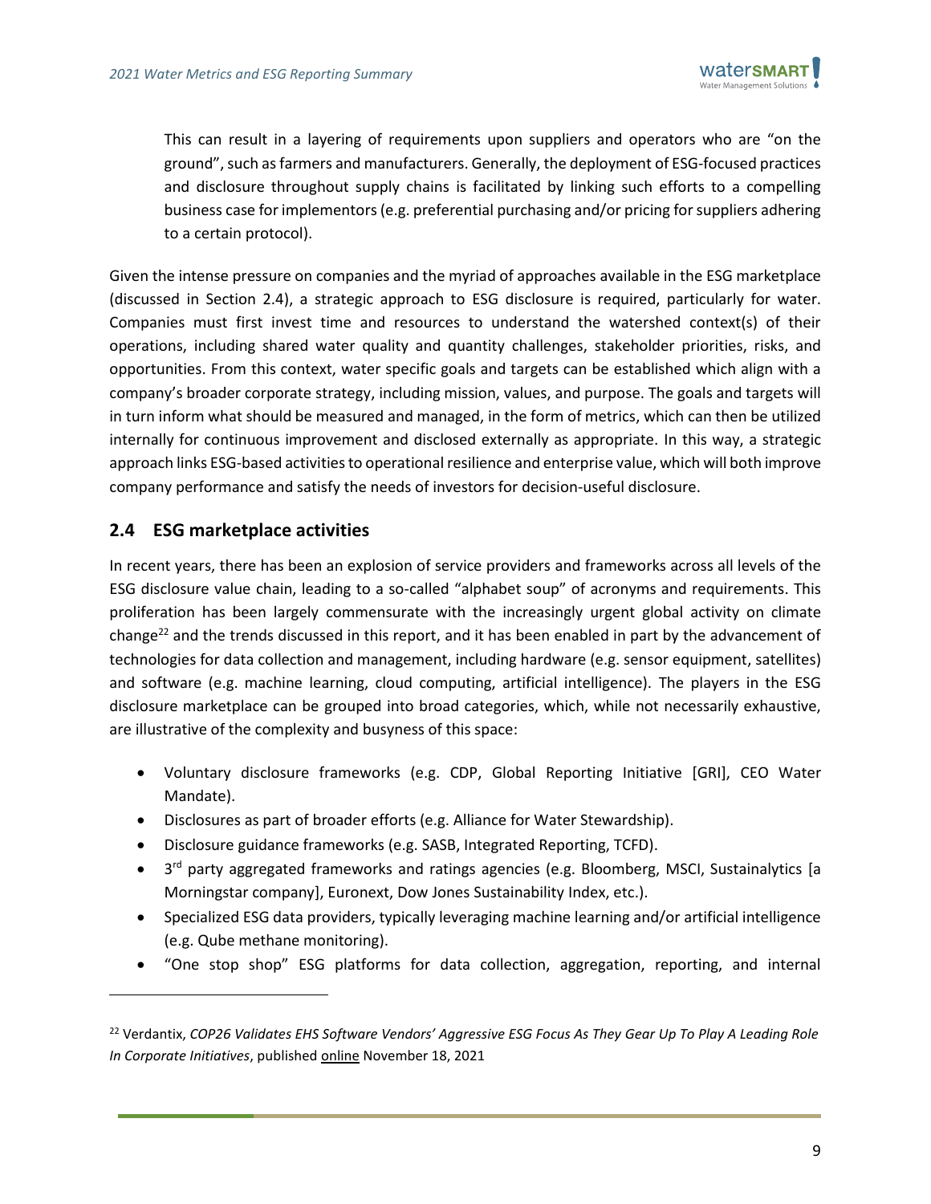This can result in a layering of requirements upon suppliers and operators who are "on the ground", such as farmers and manufacturers. Generally, the deployment of ESG-focused practices and disclosure throughout supply chains is facilitated by linking such efforts to a compelling business case for implementors (e.g. preferential purchasing and/or pricing for suppliers adhering to a certain protocol).

Given the intense pressure on companies and the myriad of approaches available in the ESG marketplace (discussed in Section 2.4), a strategic approach to ESG disclosure is required, particularly for water. Companies must first invest time and resources to understand the watershed context(s) of their operations, including shared water quality and quantity challenges, stakeholder priorities, risks, and opportunities. From this context, water specific goals and targets can be established which align with a company's broader corporate strategy, including mission, values, and purpose. The goals and targets will in turn inform what should be measured and managed, in the form of metrics, which can then be utilized internally for continuous improvement and disclosed externally as appropriate. In this way, a strategic approach links ESG-based activities to operational resilience and enterprise value, which will both improve company performance and satisfy the needs of investors for decision-useful disclosure.

## 2.4 ESG marketplace activities

In recent years, there has been an explosion of service providers and frameworks across all levels of the ESG disclosure value chain, leading to a so-called "alphabet soup" of acronyms and requirements. This proliferation has been largely commensurate with the increasingly urgent global activity on climate change[22] and the trends discussed in this report, and it has been enabled in part by the advancement of technologies for data collection and management, including hardware (e.g. sensor equipment, satellites) and software (e.g. machine learning, cloud computing, artificial intelligence). The players in the ESG disclosure marketplace can be grouped into broad categories, which, while not necessarily exhaustive, are illustrative of the complexity and busyness of this space:

- Voluntary disclosure frameworks (e.g. CDP, Global Reporting Initiative [GRI], CEO Water Mandate).
- Disclosures as part of broader efforts (e.g. Alliance for Water Stewardship).
- Disclosure guidance frameworks (e.g. SASB, Integrated Reporting, TCFD).
- 3rd party aggregated frameworks and ratings agencies (e.g. Bloomberg, MSCI, Sustainalytics [a Morningstar company], Euronext, Dow Jones Sustainability Index, etc.).
- Specialized ESG data providers, typically leveraging machine learning and/or artificial intelligence (e.g. Qube methane monitoring).
- "One stop shop" ESG platforms for data collection, aggregation, reporting, and internal

[22] Verdantix, *COP26 Validates EHS Software Vendors' Aggressive ESG Focus As They Gear Up To Play A Leading Role In Corporate Initiatives*, published online November 18, 2021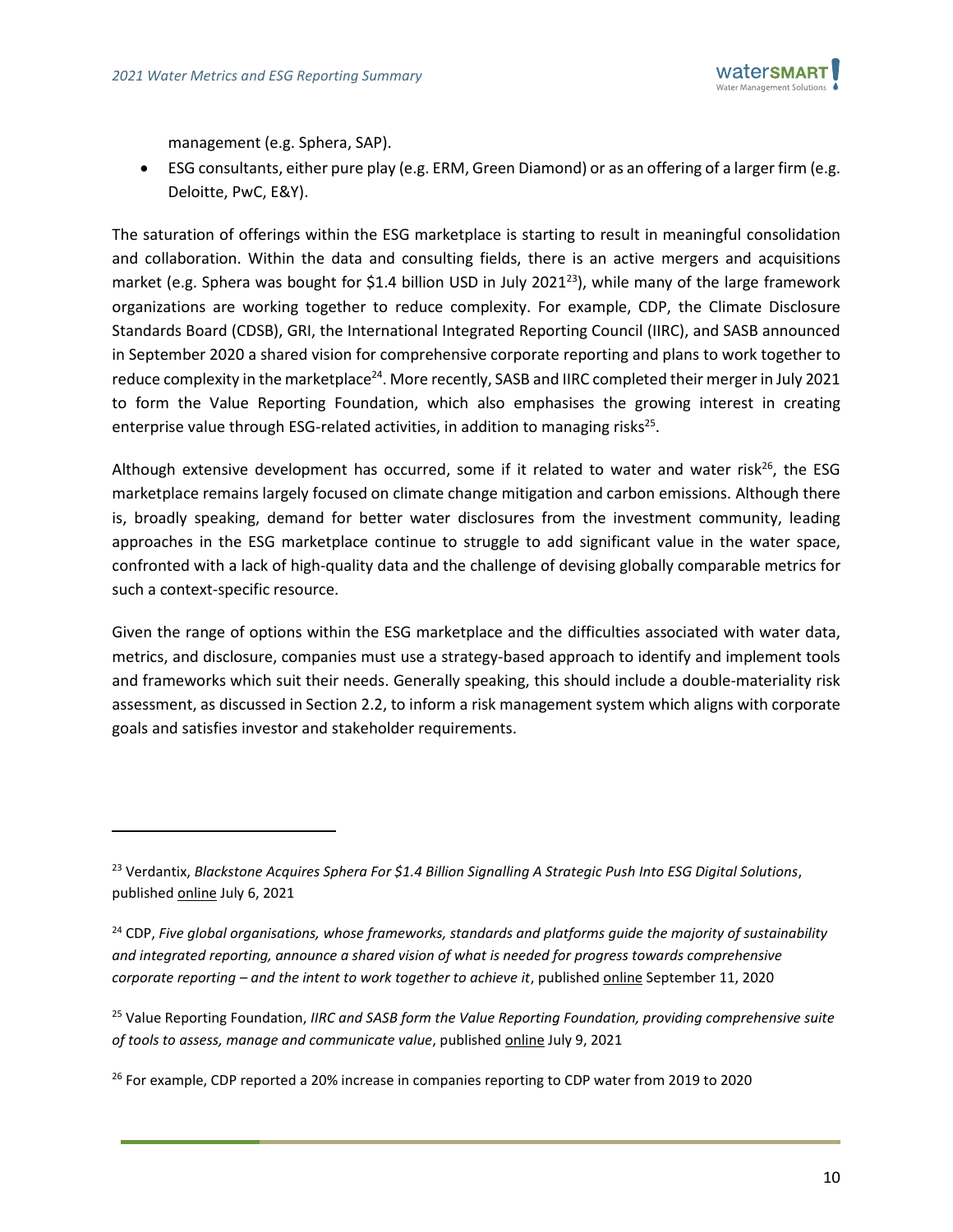management (e.g. Sphera, SAP).

- ESG consultants, either pure play (e.g. ERM, Green Diamond) or as an offering of a larger firm (e.g. Deloitte, PwC, E&Y).

The saturation of offerings within the ESG marketplace is starting to result in meaningful consolidation and collaboration. Within the data and consulting fields, there is an active mergers and acquisitions market (e.g. Sphera was bought for $1.4 billion USD in July 2021[23]), while many of the large framework organizations are working together to reduce complexity. For example, CDP, the Climate Disclosure Standards Board (CDSB), GRI, the International Integrated Reporting Council (IIRC), and SASB announced in September 2020 a shared vision for comprehensive corporate reporting and plans to work together to reduce complexity in the marketplace[24]. More recently, SASB and IIRC completed their merger in July 2021 to form the Value Reporting Foundation, which also emphasises the growing interest in creating enterprise value through ESG-related activities, in addition to managing risks[25].

Although extensive development has occurred, some if it related to water and water risk[26], the ESG marketplace remains largely focused on climate change mitigation and carbon emissions. Although there is, broadly speaking, demand for better water disclosures from the investment community, leading approaches in the ESG marketplace continue to struggle to add significant value in the water space, confronted with a lack of high-quality data and the challenge of devising globally comparable metrics for such a context-specific resource.

Given the range of options within the ESG marketplace and the difficulties associated with water data, metrics, and disclosure, companies must use a strategy-based approach to identify and implement tools and frameworks which suit their needs. Generally speaking, this should include a double-materiality risk assessment, as discussed in Section 2.2, to inform a risk management system which aligns with corporate goals and satisfies investor and stakeholder requirements.

---

[23] Verdantix, *Blackstone Acquires Sphera For $1.4 Billion Signalling A Strategic Push Into ESG Digital Solutions*, published online July 6, 2021

[24] CDP, *Five global organisations, whose frameworks, standards and platforms guide the majority of sustainability and integrated reporting, announce a shared vision of what is needed for progress towards comprehensive corporate reporting – and the intent to work together to achieve it*, published online September 11, 2020

[25] Value Reporting Foundation, *IIRC and SASB form the Value Reporting Foundation, providing comprehensive suite of tools to assess, manage and communicate value*, published online July 9, 2021

[26] For example, CDP reported a 20% increase in companies reporting to CDP water from 2019 to 2020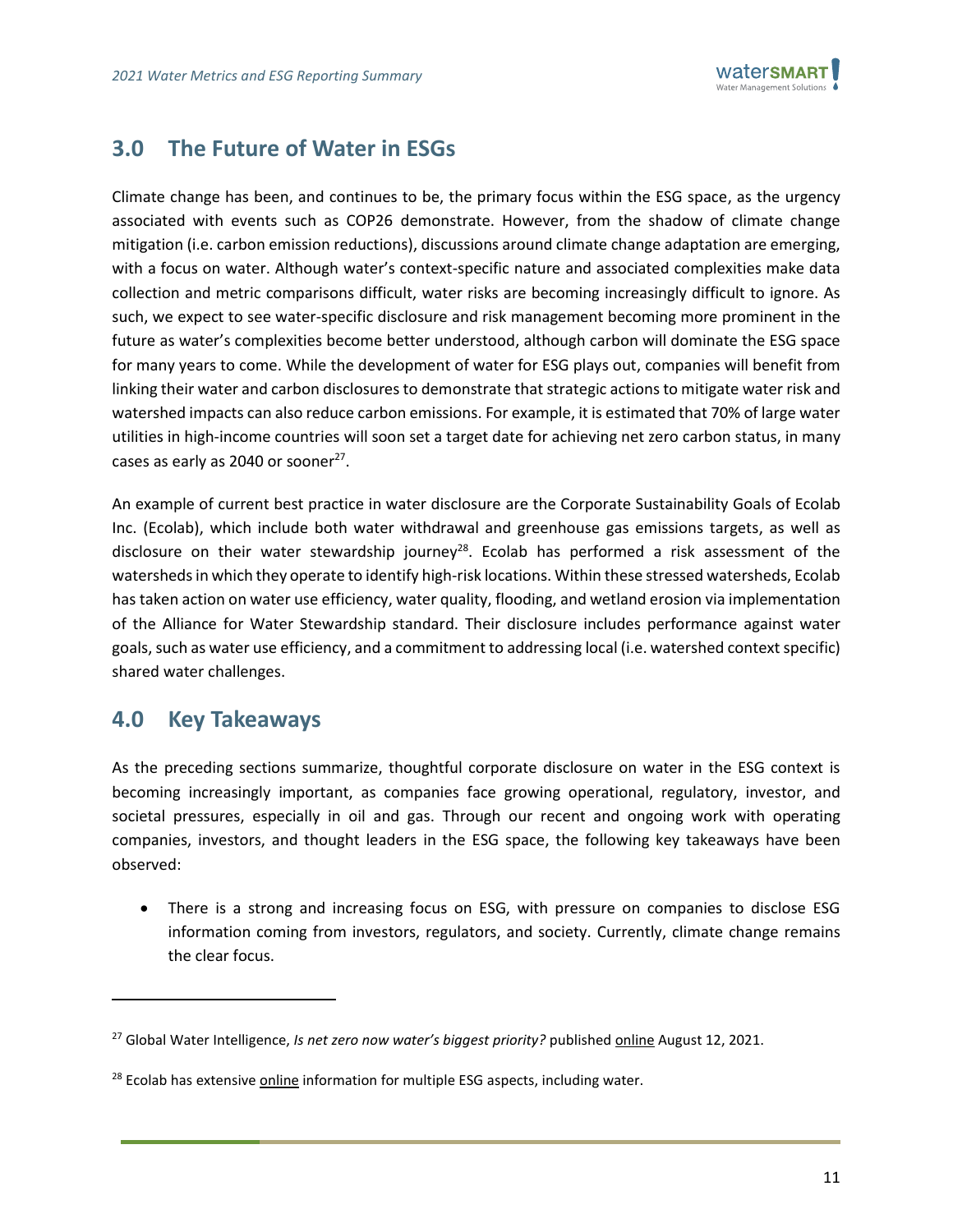## 3.0 The Future of Water in ESGs

Climate change has been, and continues to be, the primary focus within the ESG space, as the urgency associated with events such as COP26 demonstrate. However, from the shadow of climate change mitigation (i.e. carbon emission reductions), discussions around climate change adaptation are emerging, with a focus on water. Although water's context-specific nature and associated complexities make data collection and metric comparisons difficult, water risks are becoming increasingly difficult to ignore. As such, we expect to see water-specific disclosure and risk management becoming more prominent in the future as water's complexities become better understood, although carbon will dominate the ESG space for many years to come. While the development of water for ESG plays out, companies will benefit from linking their water and carbon disclosures to demonstrate that strategic actions to mitigate water risk and watershed impacts can also reduce carbon emissions. For example, it is estimated that 70% of large water utilities in high-income countries will soon set a target date for achieving net zero carbon status, in many cases as early as 2040 or sooner[27].

An example of current best practice in water disclosure are the Corporate Sustainability Goals of Ecolab Inc. (Ecolab), which include both water withdrawal and greenhouse gas emissions targets, as well as disclosure on their water stewardship journey[28]. Ecolab has performed a risk assessment of the watersheds in which they operate to identify high-risk locations. Within these stressed watersheds, Ecolab has taken action on water use efficiency, water quality, flooding, and wetland erosion via implementation of the Alliance for Water Stewardship standard. Their disclosure includes performance against water goals, such as water use efficiency, and a commitment to addressing local (i.e. watershed context specific) shared water challenges.

## 4.0 Key Takeaways

As the preceding sections summarize, thoughtful corporate disclosure on water in the ESG context is becoming increasingly important, as companies face growing operational, regulatory, investor, and societal pressures, especially in oil and gas. Through our recent and ongoing work with operating companies, investors, and thought leaders in the ESG space, the following key takeaways have been observed:

- There is a strong and increasing focus on ESG, with pressure on companies to disclose ESG information coming from investors, regulators, and society. Currently, climate change remains the clear focus.

---

[27] Global Water Intelligence, *Is net zero now water's biggest priority?* published online August 12, 2021.

[28] Ecolab has extensive online information for multiple ESG aspects, including water.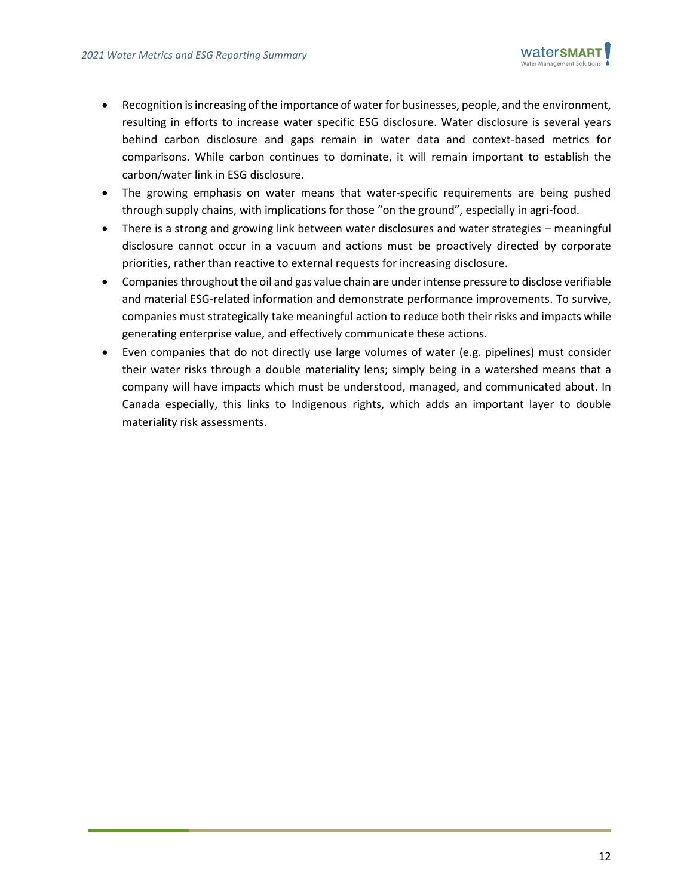- Recognition is increasing of the importance of water for businesses, people, and the environment, resulting in efforts to increase water specific ESG disclosure. Water disclosure is several years behind carbon disclosure and gaps remain in water data and context-based metrics for comparisons. While carbon continues to dominate, it will remain important to establish the carbon/water link in ESG disclosure.
- The growing emphasis on water means that water-specific requirements are being pushed through supply chains, with implications for those "on the ground", especially in agri-food.
- There is a strong and growing link between water disclosures and water strategies – meaningful disclosure cannot occur in a vacuum and actions must be proactively directed by corporate priorities, rather than reactive to external requests for increasing disclosure.
- Companies throughout the oil and gas value chain are under intense pressure to disclose verifiable and material ESG-related information and demonstrate performance improvements. To survive, companies must strategically take meaningful action to reduce both their risks and impacts while generating enterprise value, and effectively communicate these actions.
- Even companies that do not directly use large volumes of water (e.g. pipelines) must consider their water risks through a double materiality lens; simply being in a watershed means that a company will have impacts which must be understood, managed, and communicated about. In Canada especially, this links to Indigenous rights, which adds an important layer to double materiality risk assessments.